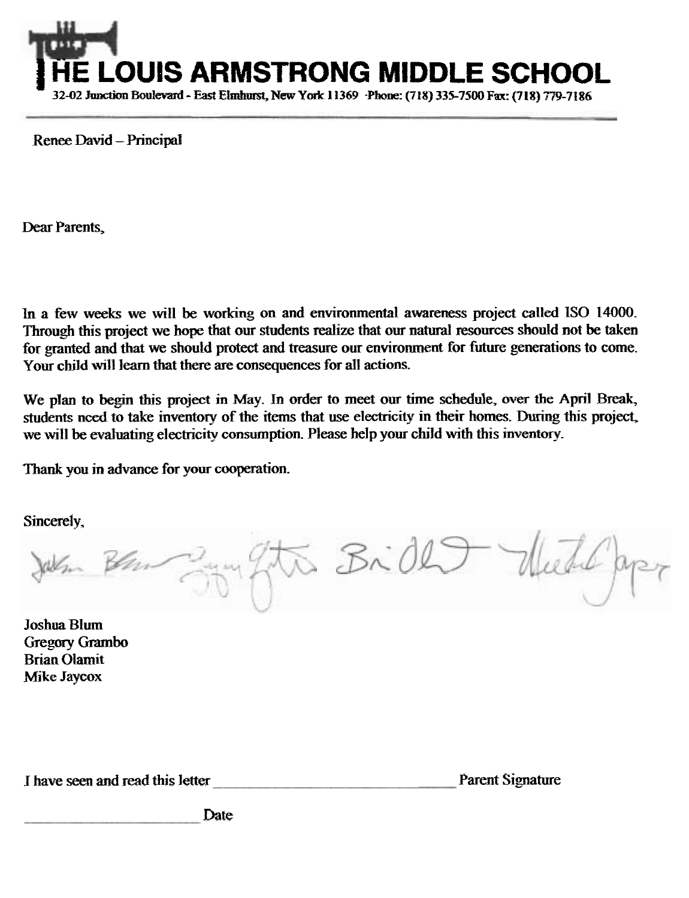# THE LOUIS ARMSTRONG MIDDLE SCHOOL

32-02 Junction Boulevard - East Elmhurst, New York 11369 · Phone: (718) 335-7500 Fax: (718) 779-7186

Renee David – Principal

Dear Parents,

In a few weeks we will be working on and environmental awareness project called ISO 14000. Through this project we hope that our students realize that our natural resources should not be taken for granted and that we should protect and treasure our environment for future generations to come. Your child will learn that there are consequences for all actions.

We plan to begin this project in May. In order to meet our time schedule, over the April Break, students need to take inventory of the items that use electricity in their homes. During this project, we will be evaluating electricity consumption. Please help your child with this inventory.

Thank you in advance for your cooperation.

Sincerely,

Joshua Blum
Gregory Grambo
Brian Olamit
Mike Jaycox

I have seen and read this letter ______________________________ Parent Signature

______________________ Date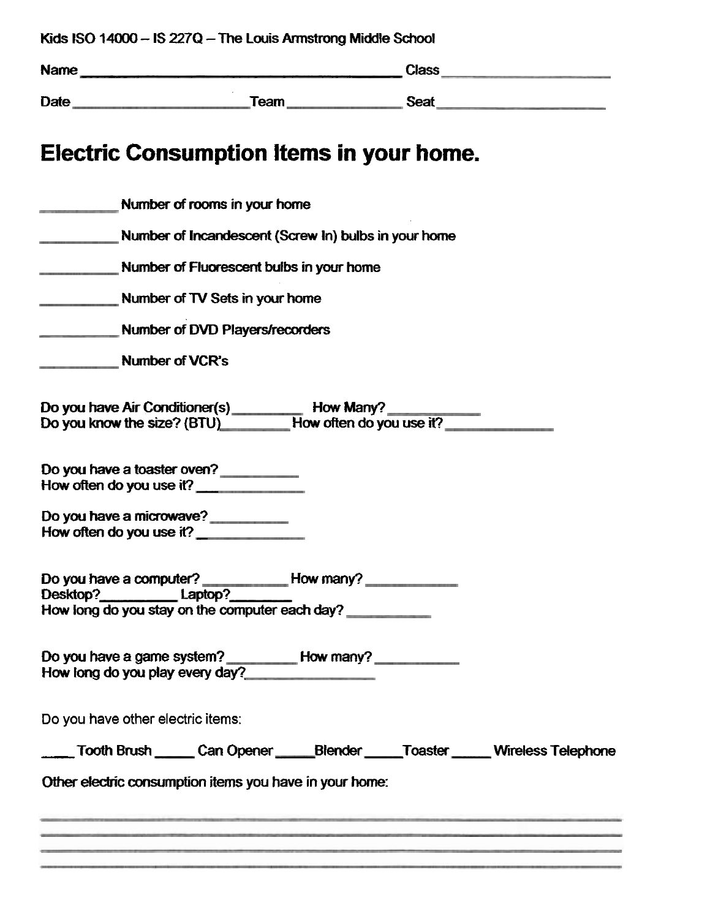Kids ISO 14000 – IS 227Q – The Louis Armstrong Middle School

Name ________________________________________ Class ____________________

Date ______________________ Team ______________ Seat ____________________

# Electric Consumption Items in your home.

__________ Number of rooms in your home

__________ Number of Incandescent (Screw In) bulbs in your home

__________ Number of Fluorescent bulbs in your home

__________ Number of TV Sets in your home

__________ Number of DVD Players/recorders

__________ Number of VCR's

Do you have Air Conditioner(s) _________ How Many? ___________
Do you know the size? (BTU)_________ How often do you use it? ______________

Do you have a toaster oven? __________
How often do you use it? _____________

Do you have a microwave? __________
How often do you use it? _____________

Do you have a computer? ___________ How many? ___________
Desktop?__________ Laptop?________
How long do you stay on the computer each day? ___________

Do you have a game system? _________ How many? ___________
How long do you play every day?_______________

Do you have other electric items:

____ Tooth Brush _____ Can Opener _____ Blender _____ Toaster _____ Wireless Telephone

Other electric consumption items you have in your home:

______________________________________________________________________________

______________________________________________________________________________

______________________________________________________________________________

______________________________________________________________________________